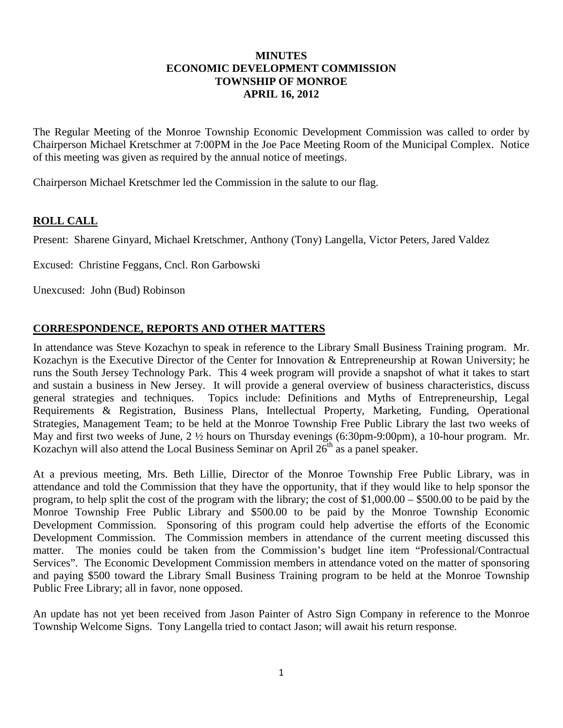**MINUTES**
**ECONOMIC DEVELOPMENT COMMISSION**
**TOWNSHIP OF MONROE**
**APRIL 16, 2012**

The Regular Meeting of the Monroe Township Economic Development Commission was called to order by Chairperson Michael Kretschmer at 7:00PM in the Joe Pace Meeting Room of the Municipal Complex. Notice of this meeting was given as required by the annual notice of meetings.

Chairperson Michael Kretschmer led the Commission in the salute to our flag.

## ROLL CALL

Present: Sharene Ginyard, Michael Kretschmer, Anthony (Tony) Langella, Victor Peters, Jared Valdez

Excused: Christine Feggans, Cncl. Ron Garbowski

Unexcused: John (Bud) Robinson

## CORRESPONDENCE, REPORTS AND OTHER MATTERS

In attendance was Steve Kozachyn to speak in reference to the Library Small Business Training program. Mr. Kozachyn is the Executive Director of the Center for Innovation & Entrepreneurship at Rowan University; he runs the South Jersey Technology Park. This 4 week program will provide a snapshot of what it takes to start and sustain a business in New Jersey. It will provide a general overview of business characteristics, discuss general strategies and techniques. Topics include: Definitions and Myths of Entrepreneurship, Legal Requirements & Registration, Business Plans, Intellectual Property, Marketing, Funding, Operational Strategies, Management Team; to be held at the Monroe Township Free Public Library the last two weeks of May and first two weeks of June, 2 ½ hours on Thursday evenings (6:30pm-9:00pm), a 10-hour program. Mr. Kozachyn will also attend the Local Business Seminar on April 26th as a panel speaker.

At a previous meeting, Mrs. Beth Lillie, Director of the Monroe Township Free Public Library, was in attendance and told the Commission that they have the opportunity, that if they would like to help sponsor the program, to help split the cost of the program with the library; the cost of $1,000.00 – $500.00 to be paid by the Monroe Township Free Public Library and $500.00 to be paid by the Monroe Township Economic Development Commission. Sponsoring of this program could help advertise the efforts of the Economic Development Commission. The Commission members in attendance of the current meeting discussed this matter. The monies could be taken from the Commission's budget line item "Professional/Contractual Services". The Economic Development Commission members in attendance voted on the matter of sponsoring and paying $500 toward the Library Small Business Training program to be held at the Monroe Township Public Free Library; all in favor, none opposed.

An update has not yet been received from Jason Painter of Astro Sign Company in reference to the Monroe Township Welcome Signs. Tony Langella tried to contact Jason; will await his return response.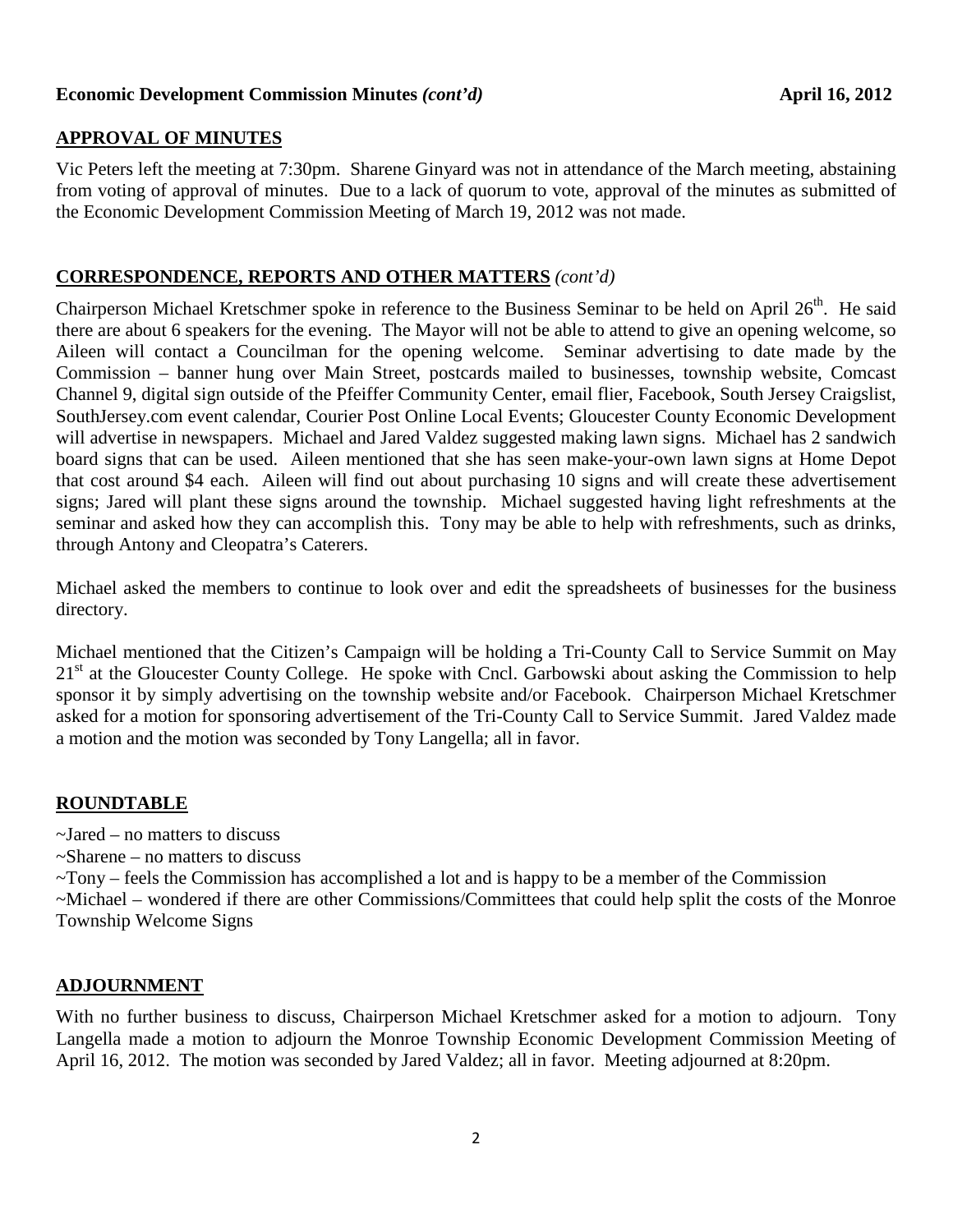## APPROVAL OF MINUTES

Vic Peters left the meeting at 7:30pm. Sharene Ginyard was not in attendance of the March meeting, abstaining from voting of approval of minutes. Due to a lack of quorum to vote, approval of the minutes as submitted of the Economic Development Commission Meeting of March 19, 2012 was not made.

## CORRESPONDENCE, REPORTS AND OTHER MATTERS *(cont'd)*

Chairperson Michael Kretschmer spoke in reference to the Business Seminar to be held on April 26th. He said there are about 6 speakers for the evening. The Mayor will not be able to attend to give an opening welcome, so Aileen will contact a Councilman for the opening welcome. Seminar advertising to date made by the Commission – banner hung over Main Street, postcards mailed to businesses, township website, Comcast Channel 9, digital sign outside of the Pfeiffer Community Center, email flier, Facebook, South Jersey Craigslist, SouthJersey.com event calendar, Courier Post Online Local Events; Gloucester County Economic Development will advertise in newspapers. Michael and Jared Valdez suggested making lawn signs. Michael has 2 sandwich board signs that can be used. Aileen mentioned that she has seen make-your-own lawn signs at Home Depot that cost around $4 each. Aileen will find out about purchasing 10 signs and will create these advertisement signs; Jared will plant these signs around the township. Michael suggested having light refreshments at the seminar and asked how they can accomplish this. Tony may be able to help with refreshments, such as drinks, through Antony and Cleopatra's Caterers.

Michael asked the members to continue to look over and edit the spreadsheets of businesses for the business directory.

Michael mentioned that the Citizen's Campaign will be holding a Tri-County Call to Service Summit on May 21st at the Gloucester County College. He spoke with Cncl. Garbowski about asking the Commission to help sponsor it by simply advertising on the township website and/or Facebook. Chairperson Michael Kretschmer asked for a motion for sponsoring advertisement of the Tri-County Call to Service Summit. Jared Valdez made a motion and the motion was seconded by Tony Langella; all in favor.

## ROUNDTABLE

~Jared – no matters to discuss
~Sharene – no matters to discuss
~Tony – feels the Commission has accomplished a lot and is happy to be a member of the Commission
~Michael – wondered if there are other Commissions/Committees that could help split the costs of the Monroe Township Welcome Signs

## ADJOURNMENT

With no further business to discuss, Chairperson Michael Kretschmer asked for a motion to adjourn. Tony Langella made a motion to adjourn the Monroe Township Economic Development Commission Meeting of April 16, 2012. The motion was seconded by Jared Valdez; all in favor. Meeting adjourned at 8:20pm.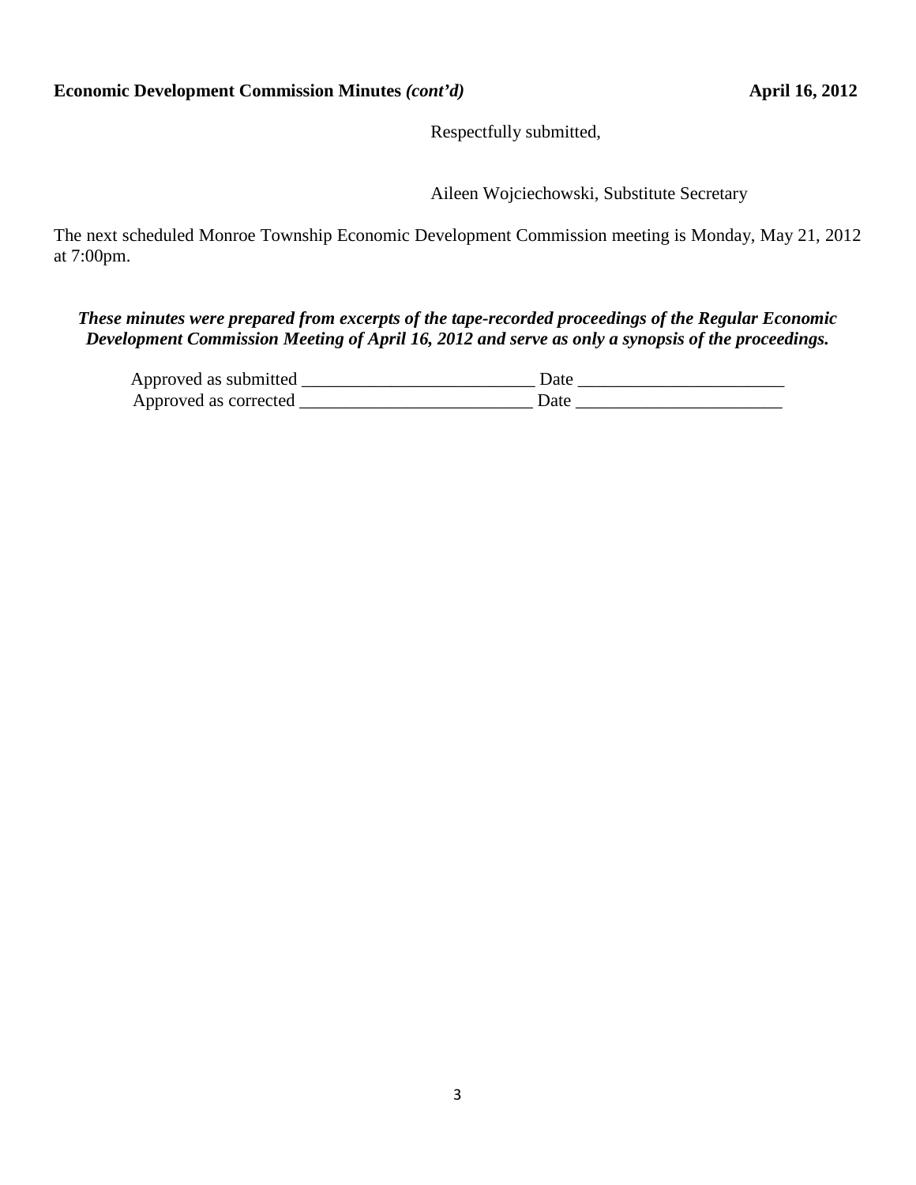Respectfully submitted,

Aileen Wojciechowski, Substitute Secretary

The next scheduled Monroe Township Economic Development Commission meeting is Monday, May 21, 2012 at 7:00pm.

***These minutes were prepared from excerpts of the tape-recorded proceedings of the Regular Economic Development Commission Meeting of April 16, 2012 and serve as only a synopsis of the proceedings.***

Approved as submitted __________________________ Date _______________________

Approved as corrected __________________________ Date _______________________